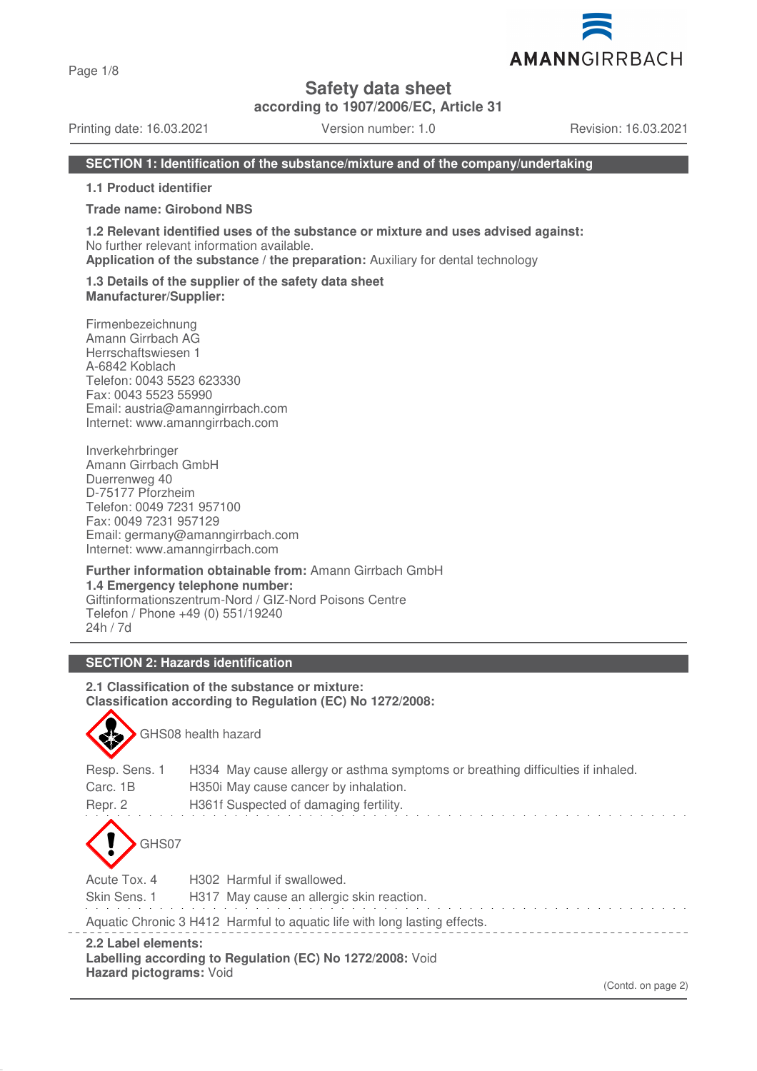# Safety data sheet
**according to 1907/2006/EC, Article 31**

Printing date: 16.03.2021 Version number: 1.0 Revision: 16.03.2021

## SECTION 1: Identification of the substance/mixture and of the company/undertaking

**1.1 Product identifier**

**Trade name: Girobond NBS**

**1.2 Relevant identified uses of the substance or mixture and uses advised against:**
No further relevant information available.
**Application of the substance / the preparation:** Auxiliary for dental technology

**1.3 Details of the supplier of the safety data sheet**
**Manufacturer/Supplier:**

Firmenbezeichnung
Amann Girrbach AG
Herrschaftswiesen 1
A-6842 Koblach
Telefon: 0043 5523 623330
Fax: 0043 5523 55990
Email: austria@amanngirrbach.com
Internet: www.amanngirrbach.com

Inverkehrbringer
Amann Girrbach GmbH
Duerrenweg 40
D-75177 Pforzheim
Telefon: 0049 7231 957100
Fax: 0049 7231 957129
Email: germany@amanngirrbach.com
Internet: www.amanngirrbach.com

**Further information obtainable from:** Amann Girrbach GmbH
**1.4 Emergency telephone number:**
Giftinformationszentrum-Nord / GIZ-Nord Poisons Centre
Telefon / Phone +49 (0) 551/19240
24h / 7d

## SECTION 2: Hazards identification

**2.1 Classification of the substance or mixture:**
**Classification according to Regulation (EC) No 1272/2008:**

GHS08 health hazard

Resp. Sens. 1 H334 May cause allergy or asthma symptoms or breathing difficulties if inhaled.
Carc. 1B H350i May cause cancer by inhalation.
Repr. 2 H361f Suspected of damaging fertility.

GHS07

Acute Tox. 4 H302 Harmful if swallowed.
Skin Sens. 1 H317 May cause an allergic skin reaction.

Aquatic Chronic 3 H412 Harmful to aquatic life with long lasting effects.

**2.2 Label elements:**
**Labelling according to Regulation (EC) No 1272/2008:** Void
**Hazard pictograms:** Void

(Contd. on page 2)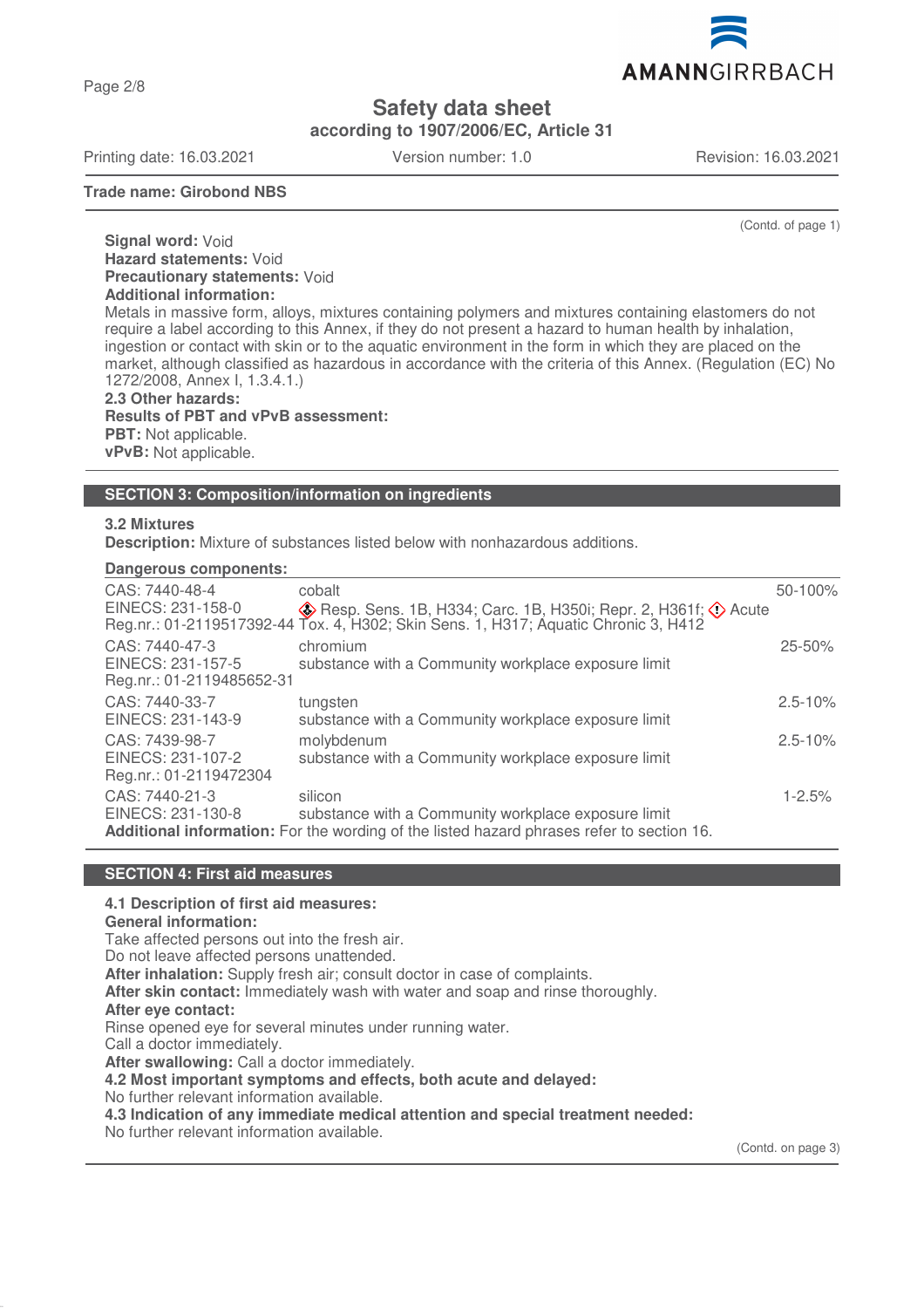(Contd. of page 1)

**Signal word:** Void
**Hazard statements:** Void
**Precautionary statements:** Void
**Additional information:**
Metals in massive form, alloys, mixtures containing polymers and mixtures containing elastomers do not require a label according to this Annex, if they do not present a hazard to human health by inhalation, ingestion or contact with skin or to the aquatic environment in the form in which they are placed on the market, although classified as hazardous in accordance with the criteria of this Annex. (Regulation (EC) No 1272/2008, Annex I, 1.3.4.1.)
**2.3 Other hazards:**
**Results of PBT and vPvB assessment:**
**PBT:** Not applicable.
**vPvB:** Not applicable.

## SECTION 3: Composition/information on ingredients

**3.2 Mixtures**
**Description:** Mixture of substances listed below with nonhazardous additions.

**Dangerous components:**

| Identifiers | Substance / Classification | Concentration |
|---|---|---|
| CAS: 7440-48-4<br>EINECS: 231-158-0<br>Reg.nr.: 01-2119517392-44 | cobalt<br>Resp. Sens. 1B, H334; Carc. 1B, H350i; Repr. 2, H361f; Acute Tox. 4, H302; Skin Sens. 1, H317; Aquatic Chronic 3, H412 | 50-100% |
| CAS: 7440-47-3<br>EINECS: 231-157-5<br>Reg.nr.: 01-2119485652-31 | chromium<br>substance with a Community workplace exposure limit | 25-50% |
| CAS: 7440-33-7<br>EINECS: 231-143-9 | tungsten<br>substance with a Community workplace exposure limit | 2.5-10% |
| CAS: 7439-98-7<br>EINECS: 231-107-2<br>Reg.nr.: 01-2119472304 | molybdenum<br>substance with a Community workplace exposure limit | 2.5-10% |
| CAS: 7440-21-3<br>EINECS: 231-130-8 | silicon<br>substance with a Community workplace exposure limit | 1-2.5% |

**Additional information:** For the wording of the listed hazard phrases refer to section 16.

## SECTION 4: First aid measures

**4.1 Description of first aid measures:**
**General information:**
Take affected persons out into the fresh air.
Do not leave affected persons unattended.
**After inhalation:** Supply fresh air; consult doctor in case of complaints.
**After skin contact:** Immediately wash with water and soap and rinse thoroughly.
**After eye contact:**
Rinse opened eye for several minutes under running water.
Call a doctor immediately.
**After swallowing:** Call a doctor immediately.
**4.2 Most important symptoms and effects, both acute and delayed:**
No further relevant information available.
**4.3 Indication of any immediate medical attention and special treatment needed:**
No further relevant information available.

(Contd. on page 3)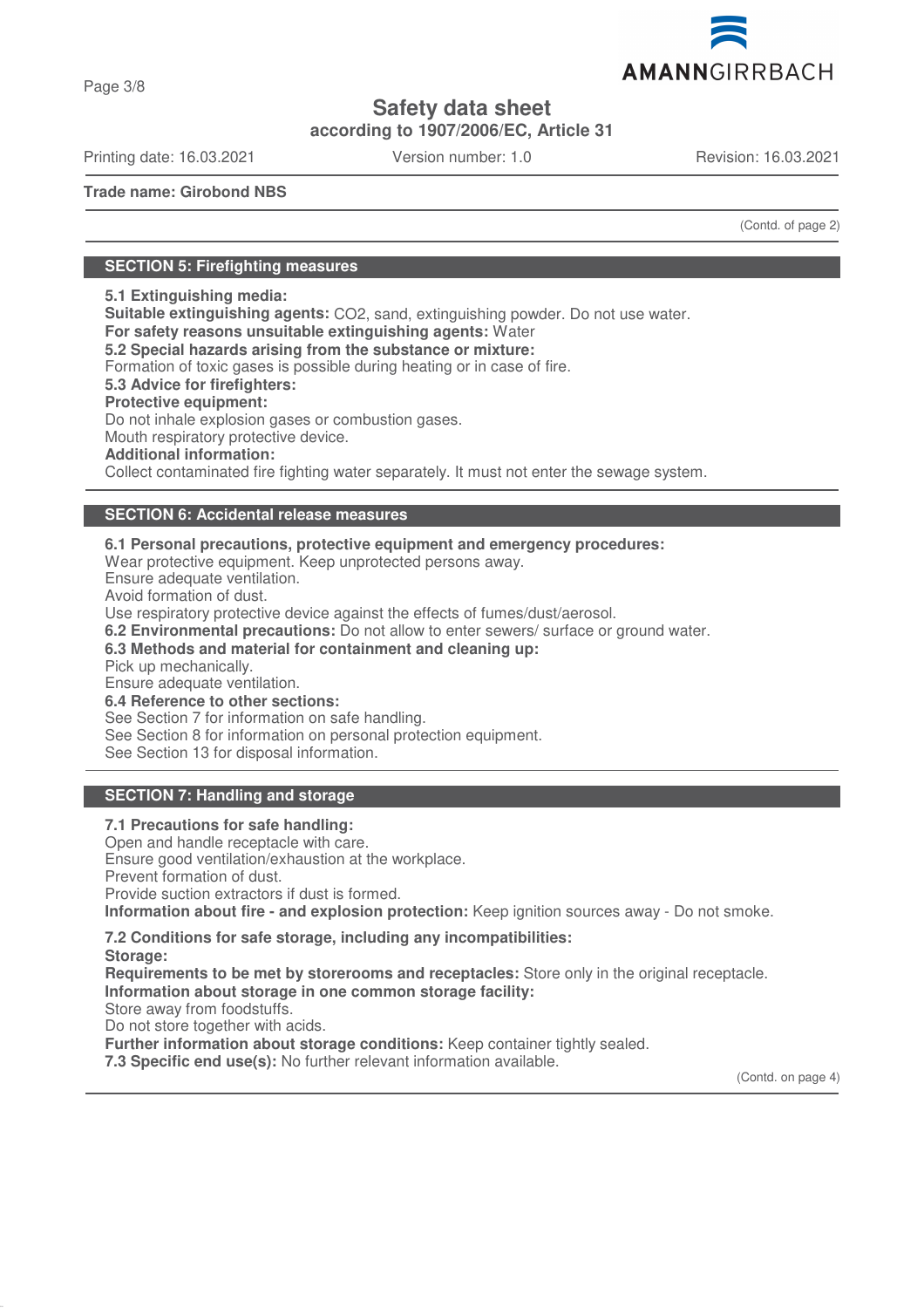# Safety data sheet

**according to 1907/2006/EC, Article 31**

Printing date: 16.03.2021 Version number: 1.0 Revision: 16.03.2021

**Trade name: Girobond NBS**

(Contd. of page 2)

## SECTION 5: Firefighting measures

**5.1 Extinguishing media:**
**Suitable extinguishing agents:** $CO_2$, sand, extinguishing powder. Do not use water.
**For safety reasons unsuitable extinguishing agents:** Water
**5.2 Special hazards arising from the substance or mixture:**
Formation of toxic gases is possible during heating or in case of fire.
**5.3 Advice for firefighters:**
**Protective equipment:**
Do not inhale explosion gases or combustion gases.
Mouth respiratory protective device.
**Additional information:**
Collect contaminated fire fighting water separately. It must not enter the sewage system.

## SECTION 6: Accidental release measures

**6.1 Personal precautions, protective equipment and emergency procedures:**
Wear protective equipment. Keep unprotected persons away.
Ensure adequate ventilation.
Avoid formation of dust.
Use respiratory protective device against the effects of fumes/dust/aerosol.
**6.2 Environmental precautions:** Do not allow to enter sewers/ surface or ground water.
**6.3 Methods and material for containment and cleaning up:**
Pick up mechanically.
Ensure adequate ventilation.
**6.4 Reference to other sections:**
See Section 7 for information on safe handling.
See Section 8 for information on personal protection equipment.
See Section 13 for disposal information.

## SECTION 7: Handling and storage

**7.1 Precautions for safe handling:**
Open and handle receptacle with care.
Ensure good ventilation/exhaustion at the workplace.
Prevent formation of dust.
Provide suction extractors if dust is formed.
**Information about fire - and explosion protection:** Keep ignition sources away - Do not smoke.

**7.2 Conditions for safe storage, including any incompatibilities:**
**Storage:**
**Requirements to be met by storerooms and receptacles:** Store only in the original receptacle.
**Information about storage in one common storage facility:**
Store away from foodstuffs.
Do not store together with acids.
**Further information about storage conditions:** Keep container tightly sealed.
**7.3 Specific end use(s):** No further relevant information available.

(Contd. on page 4)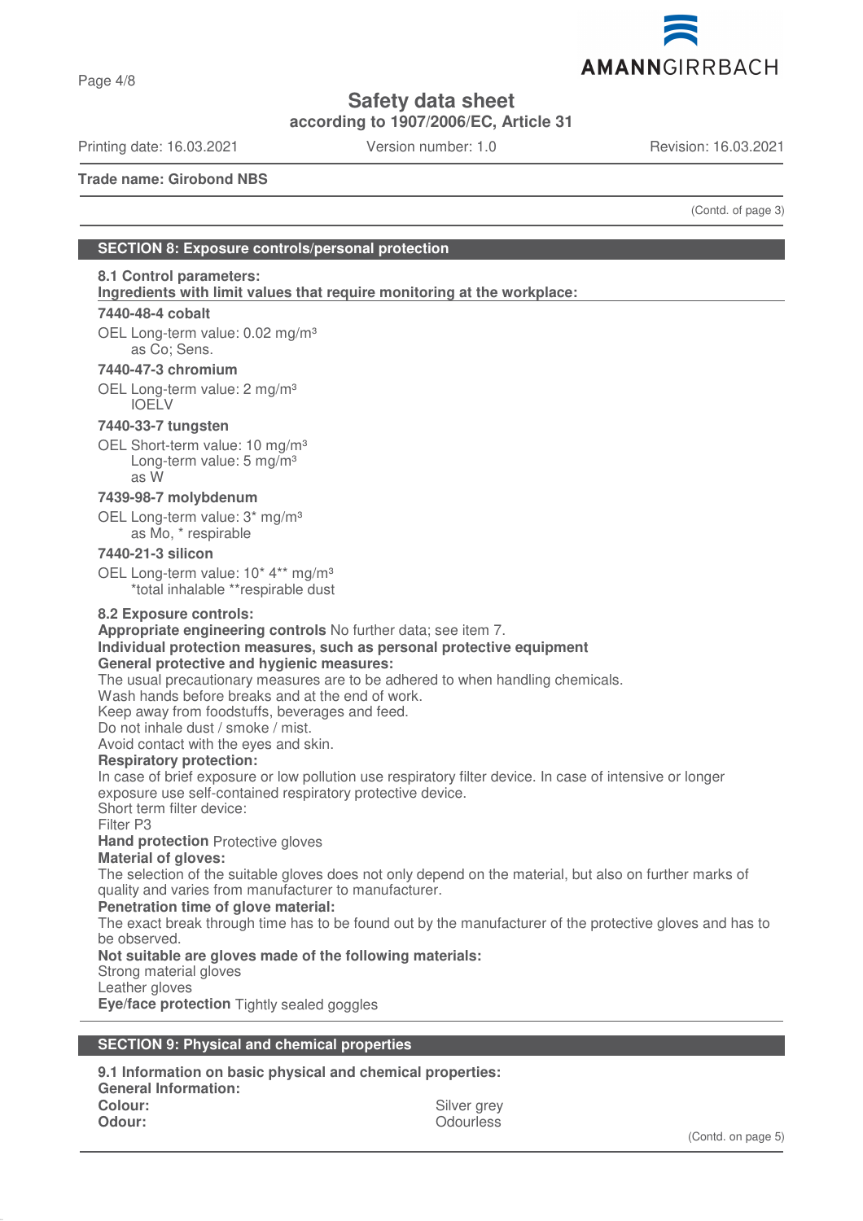**Safety data sheet**
**according to 1907/2006/EC, Article 31**

Printing date: 16.03.2021 Version number: 1.0 Revision: 16.03.2021

**Trade name: Girobond NBS**

(Contd. of page 3)

## SECTION 8: Exposure controls/personal protection

**8.1 Control parameters:**
**Ingredients with limit values that require monitoring at the workplace:**

**7440-48-4 cobalt**

OEL Long-term value: 0.02 mg/m³
as Co; Sens.

**7440-47-3 chromium**

OEL Long-term value: 2 mg/m³
IOELV

**7440-33-7 tungsten**

OEL Short-term value: 10 mg/m³
Long-term value: 5 mg/m³
as W

**7439-98-7 molybdenum**

OEL Long-term value: 3* mg/m³
as Mo, * respirable

**7440-21-3 silicon**

OEL Long-term value: 10* 4** mg/m³
*total inhalable **respirable dust

**8.2 Exposure controls:**
**Appropriate engineering controls** No further data; see item 7.
**Individual protection measures, such as personal protective equipment**
**General protective and hygienic measures:**
The usual precautionary measures are to be adhered to when handling chemicals.
Wash hands before breaks and at the end of work.
Keep away from foodstuffs, beverages and feed.
Do not inhale dust / smoke / mist.
Avoid contact with the eyes and skin.
**Respiratory protection:**
In case of brief exposure or low pollution use respiratory filter device. In case of intensive or longer exposure use self-contained respiratory protective device.
Short term filter device:
Filter P3
**Hand protection** Protective gloves
**Material of gloves:**
The selection of the suitable gloves does not only depend on the material, but also on further marks of quality and varies from manufacturer to manufacturer.
**Penetration time of glove material:**
The exact break through time has to be found out by the manufacturer of the protective gloves and has to be observed.
**Not suitable are gloves made of the following materials:**
Strong material gloves
Leather gloves
**Eye/face protection** Tightly sealed goggles

## SECTION 9: Physical and chemical properties

**9.1 Information on basic physical and chemical properties:**
**General Information:**

| | |
|---|---|
| **Colour:** | Silver grey |
| **Odour:** | Odourless |

(Contd. on page 5)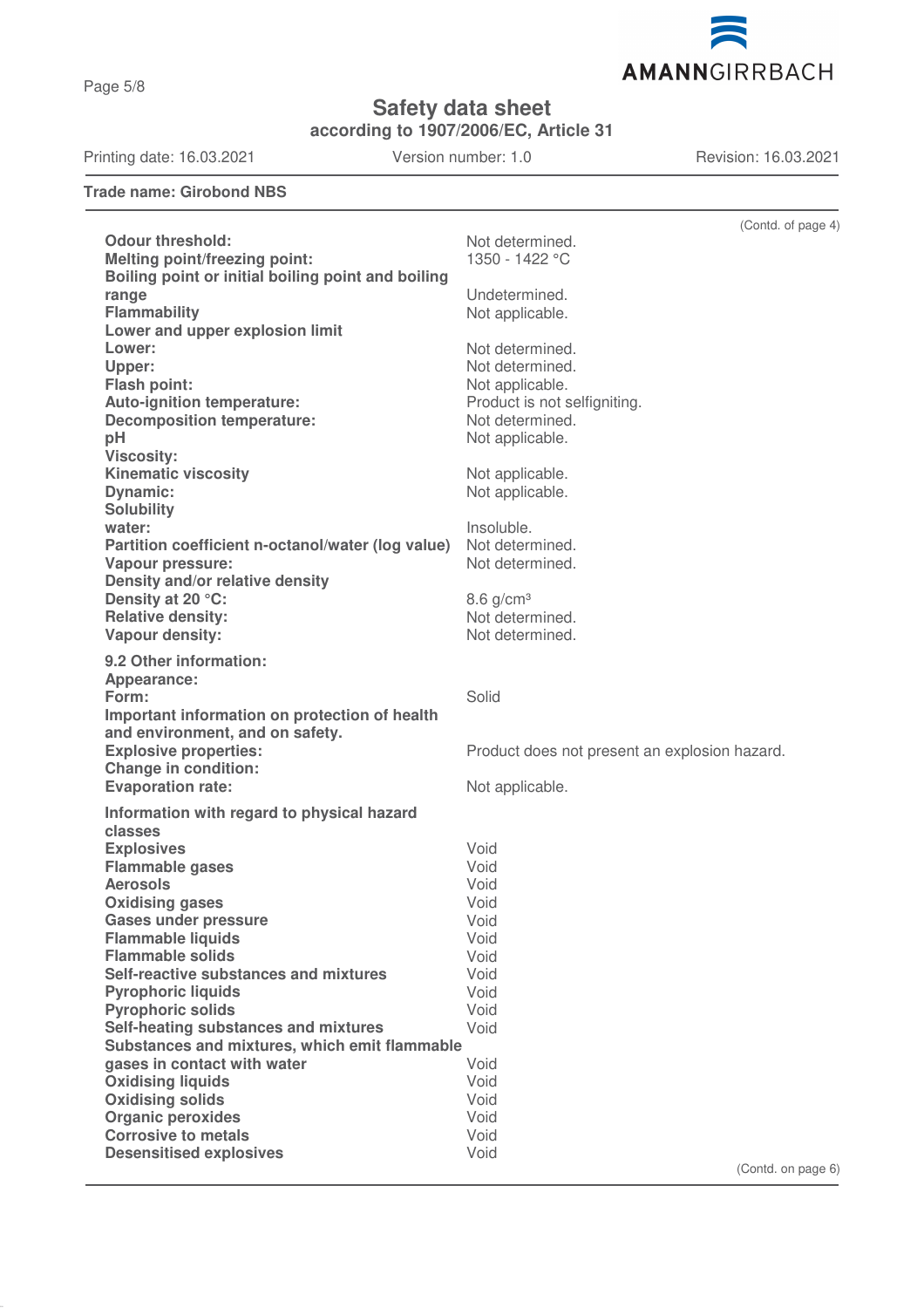# Safety data sheet
**according to 1907/2006/EC, Article 31**

Printing date: 16.03.2021 | Version number: 1.0 | Revision: 16.03.2021

**Trade name: Girobond NBS**

(Contd. of page 4)

| | |
|---|---|
| **Odour threshold:** | Not determined. |
| **Melting point/freezing point:** | 1350 - 1422 °C |
| **Boiling point or initial boiling point and boiling range** | Undetermined. |
| **Flammability** | Not applicable. |
| **Lower and upper explosion limit** | |
| **Lower:** | Not determined. |
| **Upper:** | Not determined. |
| **Flash point:** | Not applicable. |
| **Auto-ignition temperature:** | Product is not selfigniting. |
| **Decomposition temperature:** | Not determined. |
| **pH** | Not applicable. |
| **Viscosity:** | |
| **Kinematic viscosity** | Not applicable. |
| **Dynamic:** | Not applicable. |
| **Solubility** | |
| **water:** | Insoluble. |
| **Partition coefficient n-octanol/water (log value)** | Not determined. |
| **Vapour pressure:** | Not determined. |
| **Density and/or relative density** | |
| **Density at 20 °C:** | 8.6 g/cm³ |
| **Relative density:** | Not determined. |
| **Vapour density:** | Not determined. |

**9.2 Other information:**

| | |
|---|---|
| **Appearance:** | |
| **Form:** | Solid |
| **Important information on protection of health and environment, and on safety.** | |
| **Explosive properties:** | Product does not present an explosion hazard. |
| **Change in condition:** | |
| **Evaporation rate:** | Not applicable. |

**Information with regard to physical hazard classes**

| | |
|---|---|
| **Explosives** | Void |
| **Flammable gases** | Void |
| **Aerosols** | Void |
| **Oxidising gases** | Void |
| **Gases under pressure** | Void |
| **Flammable liquids** | Void |
| **Flammable solids** | Void |
| **Self-reactive substances and mixtures** | Void |
| **Pyrophoric liquids** | Void |
| **Pyrophoric solids** | Void |
| **Self-heating substances and mixtures** | Void |
| **Substances and mixtures, which emit flammable gases in contact with water** | Void |
| **Oxidising liquids** | Void |
| **Oxidising solids** | Void |
| **Organic peroxides** | Void |
| **Corrosive to metals** | Void |
| **Desensitised explosives** | Void |

(Contd. on page 6)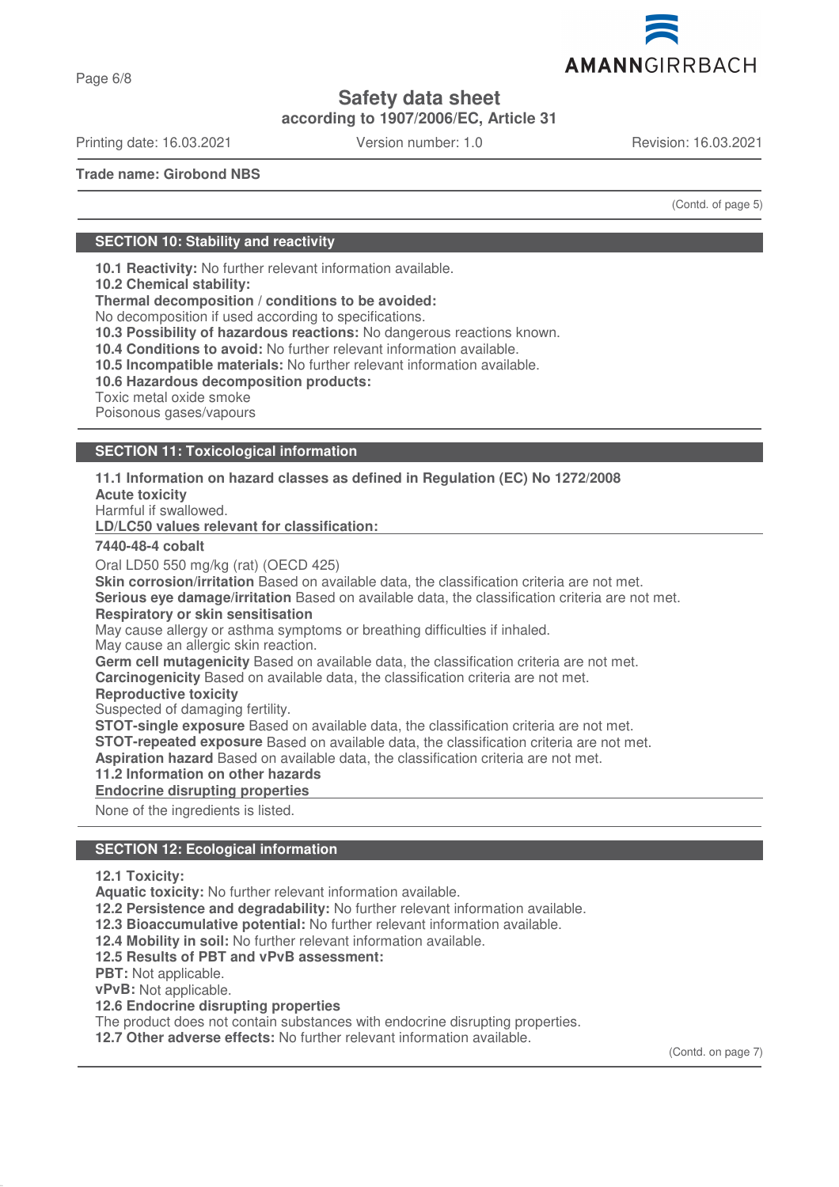(Contd. of page 5)

## SECTION 10: Stability and reactivity

**10.1 Reactivity:** No further relevant information available.
**10.2 Chemical stability:**
**Thermal decomposition / conditions to be avoided:**
No decomposition if used according to specifications.
**10.3 Possibility of hazardous reactions:** No dangerous reactions known.
**10.4 Conditions to avoid:** No further relevant information available.
**10.5 Incompatible materials:** No further relevant information available.
**10.6 Hazardous decomposition products:**
Toxic metal oxide smoke
Poisonous gases/vapours

## SECTION 11: Toxicological information

**11.1 Information on hazard classes as defined in Regulation (EC) No 1272/2008**
**Acute toxicity**
Harmful if swallowed.
**LD/LC50 values relevant for classification:**

**7440-48-4 cobalt**

Oral LD50 550 mg/kg (rat) (OECD 425)
**Skin corrosion/irritation** Based on available data, the classification criteria are not met.
**Serious eye damage/irritation** Based on available data, the classification criteria are not met.
**Respiratory or skin sensitisation**
May cause allergy or asthma symptoms or breathing difficulties if inhaled.
May cause an allergic skin reaction.
**Germ cell mutagenicity** Based on available data, the classification criteria are not met.
**Carcinogenicity** Based on available data, the classification criteria are not met.
**Reproductive toxicity**
Suspected of damaging fertility.
**STOT-single exposure** Based on available data, the classification criteria are not met.
**STOT-repeated exposure** Based on available data, the classification criteria are not met.
**Aspiration hazard** Based on available data, the classification criteria are not met.
**11.2 Information on other hazards**
**Endocrine disrupting properties**

None of the ingredients is listed.

## SECTION 12: Ecological information

**12.1 Toxicity:**
**Aquatic toxicity:** No further relevant information available.
**12.2 Persistence and degradability:** No further relevant information available.
**12.3 Bioaccumulative potential:** No further relevant information available.
**12.4 Mobility in soil:** No further relevant information available.
**12.5 Results of PBT and vPvB assessment:**
**PBT:** Not applicable.
**vPvB:** Not applicable.
**12.6 Endocrine disrupting properties**
The product does not contain substances with endocrine disrupting properties.
**12.7 Other adverse effects:** No further relevant information available.

(Contd. on page 7)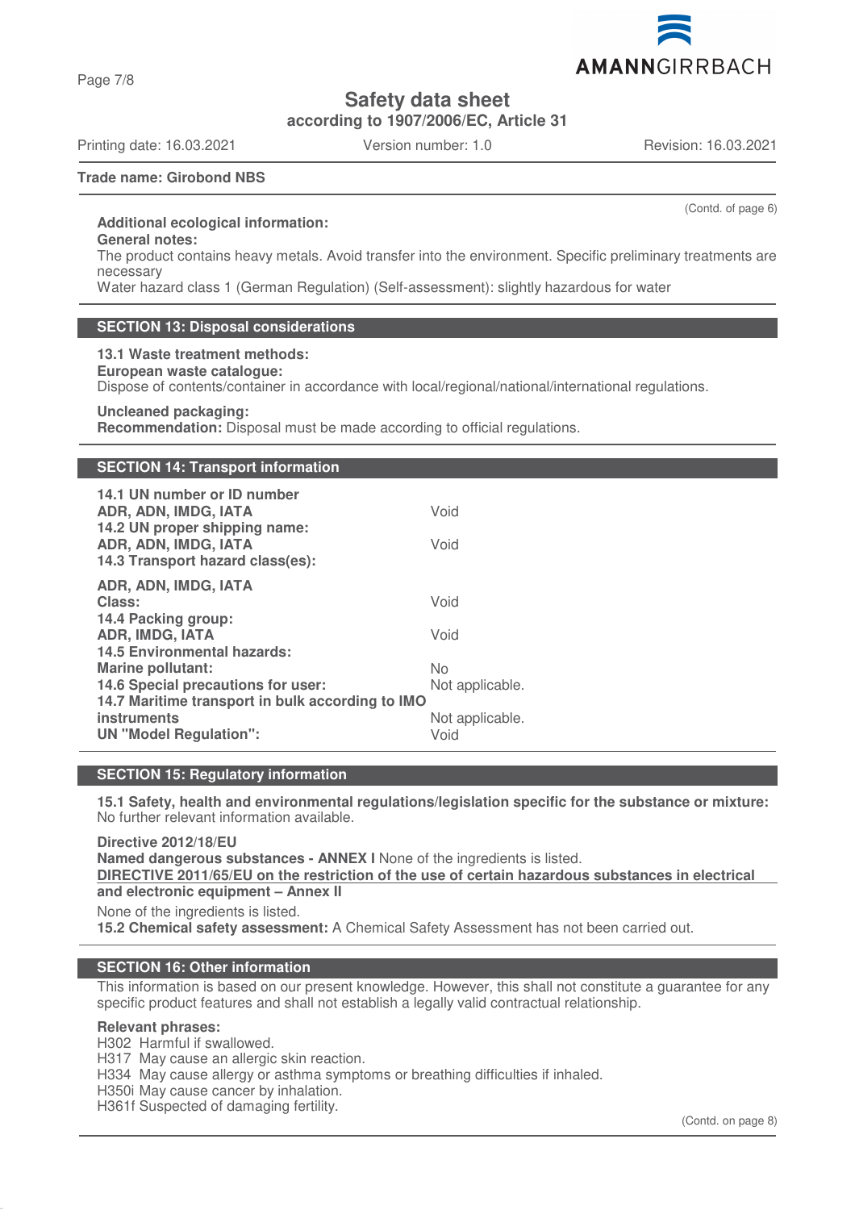Trade name: Girobond NBS

(Contd. of page 6)

**Additional ecological information:**

**General notes:**

The product contains heavy metals. Avoid transfer into the environment. Specific preliminary treatments are necessary

Water hazard class 1 (German Regulation) (Self-assessment): slightly hazardous for water

## SECTION 13: Disposal considerations

**13.1 Waste treatment methods:**

**European waste catalogue:**

Dispose of contents/container in accordance with local/regional/national/international regulations.

**Uncleaned packaging:**

**Recommendation:** Disposal must be made according to official regulations.

## SECTION 14: Transport information

| | |
|---|---|
| **14.1 UN number or ID number** | |
| **ADR, ADN, IMDG, IATA** | Void |
| **14.2 UN proper shipping name:** | |
| **ADR, ADN, IMDG, IATA** | Void |
| **14.3 Transport hazard class(es):** | |
| **ADR, ADN, IMDG, IATA** | |
| **Class:** | Void |
| **14.4 Packing group:** | |
| **ADR, IMDG, IATA** | Void |
| **14.5 Environmental hazards:** | |
| **Marine pollutant:** | No |
| **14.6 Special precautions for user:** | Not applicable. |
| **14.7 Maritime transport in bulk according to IMO instruments** | Not applicable. |
| **UN "Model Regulation":** | Void |

## SECTION 15: Regulatory information

**15.1 Safety, health and environmental regulations/legislation specific for the substance or mixture:**
No further relevant information available.

**Directive 2012/18/EU**

**Named dangerous substances - ANNEX I** None of the ingredients is listed.

**DIRECTIVE 2011/65/EU on the restriction of the use of certain hazardous substances in electrical and electronic equipment – Annex II**

None of the ingredients is listed.

**15.2 Chemical safety assessment:** A Chemical Safety Assessment has not been carried out.

## SECTION 16: Other information

This information is based on our present knowledge. However, this shall not constitute a guarantee for any specific product features and shall not establish a legally valid contractual relationship.

**Relevant phrases:**

H302 Harmful if swallowed.
H317 May cause an allergic skin reaction.
H334 May cause allergy or asthma symptoms or breathing difficulties if inhaled.
H350i May cause cancer by inhalation.
H361f Suspected of damaging fertility.

(Contd. on page 8)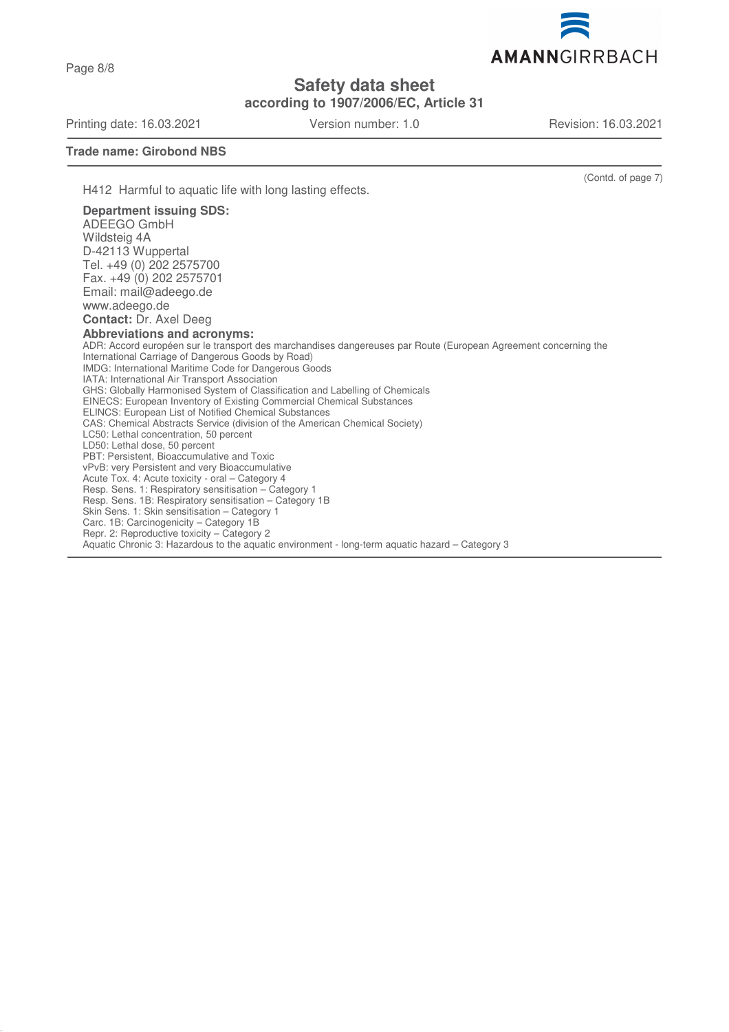**Trade name: Girobond NBS**

(Contd. of page 7)

H412 Harmful to aquatic life with long lasting effects.

**Department issuing SDS:**
ADEEGO GmbH
Wildsteig 4A
D-42113 Wuppertal
Tel. +49 (0) 202 2575700
Fax. +49 (0) 202 2575701
Email: mail@adeego.de
www.adeego.de

**Contact:** Dr. Axel Deeg

**Abbreviations and acronyms:**
ADR: Accord européen sur le transport des marchandises dangereuses par Route (European Agreement concerning the International Carriage of Dangerous Goods by Road)
IMDG: International Maritime Code for Dangerous Goods
IATA: International Air Transport Association
GHS: Globally Harmonised System of Classification and Labelling of Chemicals
EINECS: European Inventory of Existing Commercial Chemical Substances
ELINCS: European List of Notified Chemical Substances
CAS: Chemical Abstracts Service (division of the American Chemical Society)
LC50: Lethal concentration, 50 percent
LD50: Lethal dose, 50 percent
PBT: Persistent, Bioaccumulative and Toxic
vPvB: very Persistent and very Bioaccumulative
Acute Tox. 4: Acute toxicity - oral – Category 4
Resp. Sens. 1: Respiratory sensitisation – Category 1
Resp. Sens. 1B: Respiratory sensitisation – Category 1B
Skin Sens. 1: Skin sensitisation – Category 1
Carc. 1B: Carcinogenicity – Category 1B
Repr. 2: Reproductive toxicity – Category 2
Aquatic Chronic 3: Hazardous to the aquatic environment - long-term aquatic hazard – Category 3